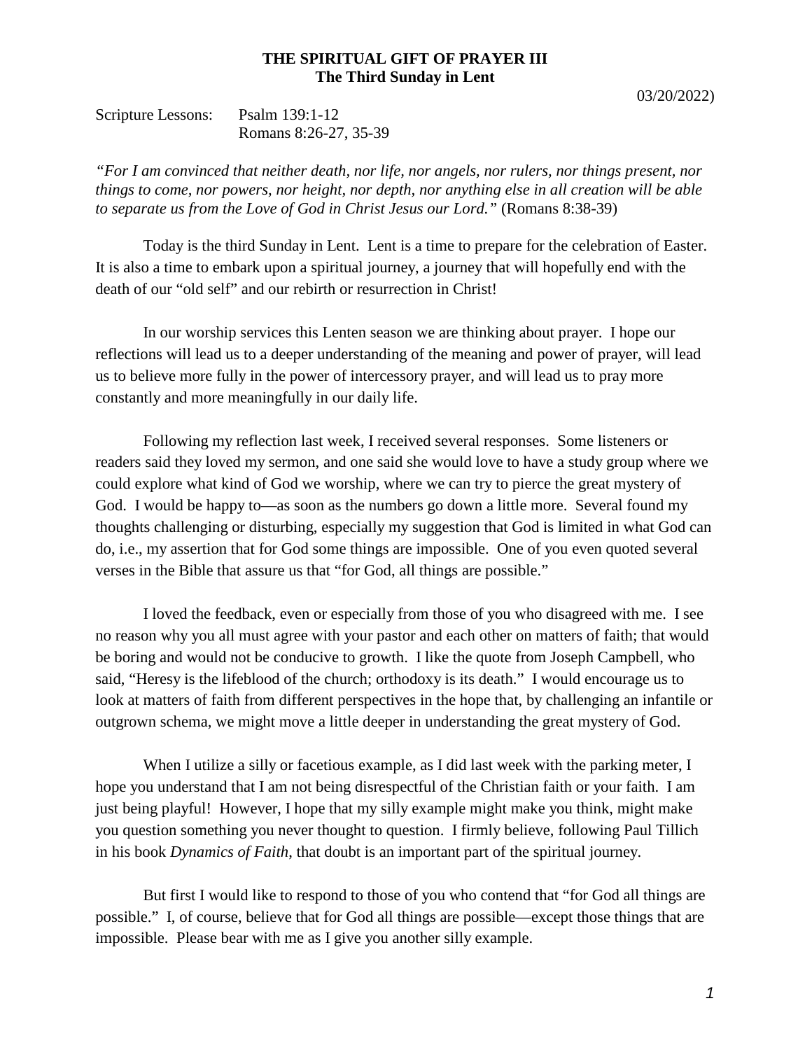# THE SPIRITUAL GIFT OF PRAYER III
## The Third Sunday in Lent

03/20/2022)

Scripture Lessons: Psalm 139:1-12
Romans 8:26-27, 35-39

*"For I am convinced that neither death, nor life, nor angels, nor rulers, nor things present, nor things to come, nor powers, nor height, nor depth, nor anything else in all creation will be able to separate us from the Love of God in Christ Jesus our Lord."* (Romans 8:38-39)

Today is the third Sunday in Lent. Lent is a time to prepare for the celebration of Easter. It is also a time to embark upon a spiritual journey, a journey that will hopefully end with the death of our "old self" and our rebirth or resurrection in Christ!

In our worship services this Lenten season we are thinking about prayer. I hope our reflections will lead us to a deeper understanding of the meaning and power of prayer, will lead us to believe more fully in the power of intercessory prayer, and will lead us to pray more constantly and more meaningfully in our daily life.

Following my reflection last week, I received several responses. Some listeners or readers said they loved my sermon, and one said she would love to have a study group where we could explore what kind of God we worship, where we can try to pierce the great mystery of God. I would be happy to—as soon as the numbers go down a little more. Several found my thoughts challenging or disturbing, especially my suggestion that God is limited in what God can do, i.e., my assertion that for God some things are impossible. One of you even quoted several verses in the Bible that assure us that "for God, all things are possible."

I loved the feedback, even or especially from those of you who disagreed with me. I see no reason why you all must agree with your pastor and each other on matters of faith; that would be boring and would not be conducive to growth. I like the quote from Joseph Campbell, who said, "Heresy is the lifeblood of the church; orthodoxy is its death." I would encourage us to look at matters of faith from different perspectives in the hope that, by challenging an infantile or outgrown schema, we might move a little deeper in understanding the great mystery of God.

When I utilize a silly or facetious example, as I did last week with the parking meter, I hope you understand that I am not being disrespectful of the Christian faith or your faith. I am just being playful! However, I hope that my silly example might make you think, might make you question something you never thought to question. I firmly believe, following Paul Tillich in his book *Dynamics of Faith*, that doubt is an important part of the spiritual journey.

But first I would like to respond to those of you who contend that "for God all things are possible." I, of course, believe that for God all things are possible—except those things that are impossible. Please bear with me as I give you another silly example.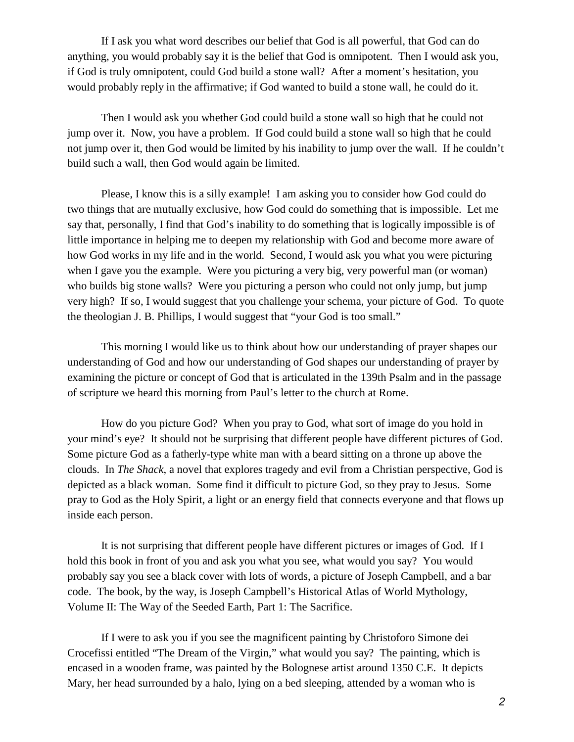If I ask you what word describes our belief that God is all powerful, that God can do anything, you would probably say it is the belief that God is omnipotent. Then I would ask you, if God is truly omnipotent, could God build a stone wall? After a moment's hesitation, you would probably reply in the affirmative; if God wanted to build a stone wall, he could do it.

Then I would ask you whether God could build a stone wall so high that he could not jump over it. Now, you have a problem. If God could build a stone wall so high that he could not jump over it, then God would be limited by his inability to jump over the wall. If he couldn't build such a wall, then God would again be limited.

Please, I know this is a silly example! I am asking you to consider how God could do two things that are mutually exclusive, how God could do something that is impossible. Let me say that, personally, I find that God's inability to do something that is logically impossible is of little importance in helping me to deepen my relationship with God and become more aware of how God works in my life and in the world. Second, I would ask you what you were picturing when I gave you the example. Were you picturing a very big, very powerful man (or woman) who builds big stone walls? Were you picturing a person who could not only jump, but jump very high? If so, I would suggest that you challenge your schema, your picture of God. To quote the theologian J. B. Phillips, I would suggest that "your God is too small."

This morning I would like us to think about how our understanding of prayer shapes our understanding of God and how our understanding of God shapes our understanding of prayer by examining the picture or concept of God that is articulated in the 139th Psalm and in the passage of scripture we heard this morning from Paul's letter to the church at Rome.

How do you picture God? When you pray to God, what sort of image do you hold in your mind's eye? It should not be surprising that different people have different pictures of God. Some picture God as a fatherly-type white man with a beard sitting on a throne up above the clouds. In *The Shack*, a novel that explores tragedy and evil from a Christian perspective, God is depicted as a black woman. Some find it difficult to picture God, so they pray to Jesus. Some pray to God as the Holy Spirit, a light or an energy field that connects everyone and that flows up inside each person.

It is not surprising that different people have different pictures or images of God. If I hold this book in front of you and ask you what you see, what would you say? You would probably say you see a black cover with lots of words, a picture of Joseph Campbell, and a bar code. The book, by the way, is Joseph Campbell's Historical Atlas of World Mythology, Volume II: The Way of the Seeded Earth, Part 1: The Sacrifice.

If I were to ask you if you see the magnificent painting by Christoforo Simone dei Crocefissi entitled "The Dream of the Virgin," what would you say? The painting, which is encased in a wooden frame, was painted by the Bolognese artist around 1350 C.E. It depicts Mary, her head surrounded by a halo, lying on a bed sleeping, attended by a woman who is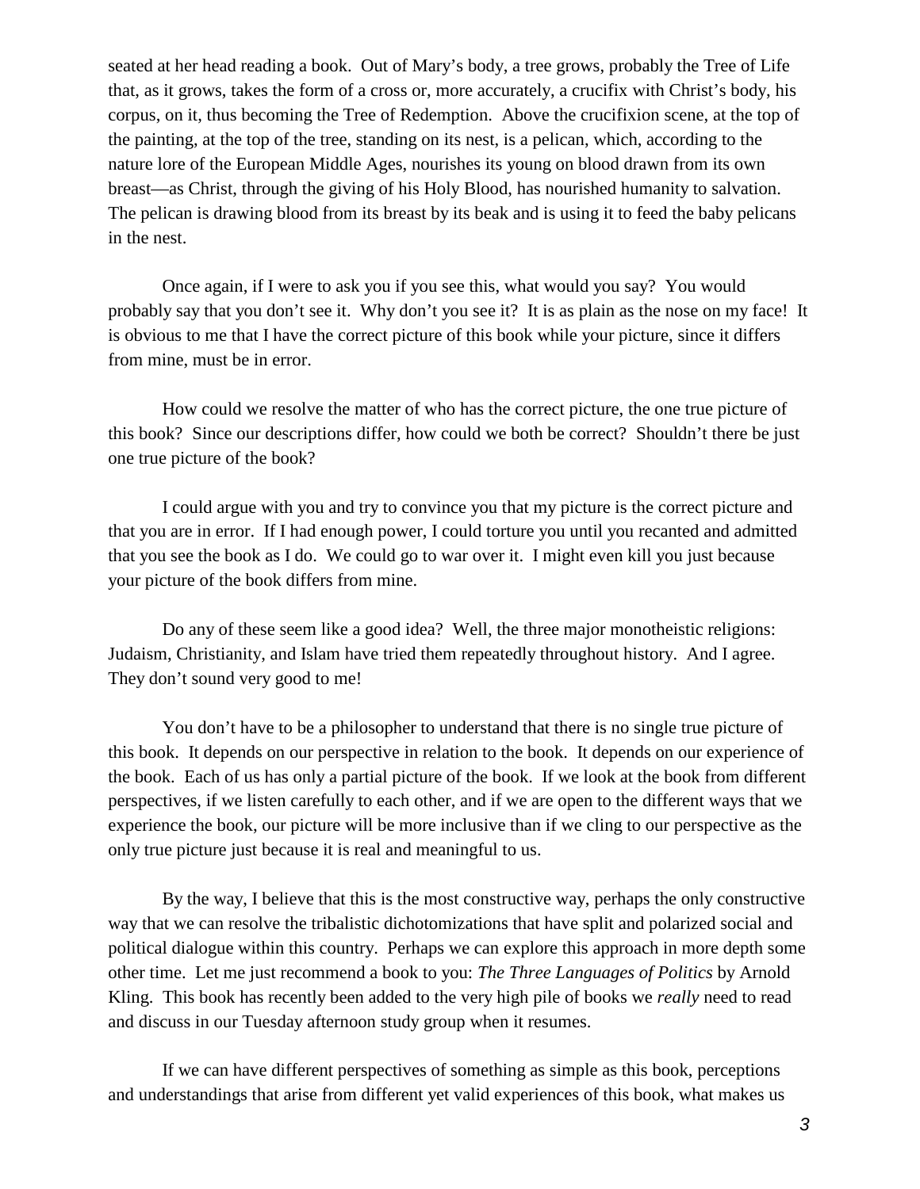seated at her head reading a book. Out of Mary's body, a tree grows, probably the Tree of Life that, as it grows, takes the form of a cross or, more accurately, a crucifix with Christ's body, his corpus, on it, thus becoming the Tree of Redemption. Above the crucifixion scene, at the top of the painting, at the top of the tree, standing on its nest, is a pelican, which, according to the nature lore of the European Middle Ages, nourishes its young on blood drawn from its own breast—as Christ, through the giving of his Holy Blood, has nourished humanity to salvation. The pelican is drawing blood from its breast by its beak and is using it to feed the baby pelicans in the nest.

Once again, if I were to ask you if you see this, what would you say? You would probably say that you don't see it. Why don't you see it? It is as plain as the nose on my face! It is obvious to me that I have the correct picture of this book while your picture, since it differs from mine, must be in error.

How could we resolve the matter of who has the correct picture, the one true picture of this book? Since our descriptions differ, how could we both be correct? Shouldn't there be just one true picture of the book?

I could argue with you and try to convince you that my picture is the correct picture and that you are in error. If I had enough power, I could torture you until you recanted and admitted that you see the book as I do. We could go to war over it. I might even kill you just because your picture of the book differs from mine.

Do any of these seem like a good idea? Well, the three major monotheistic religions: Judaism, Christianity, and Islam have tried them repeatedly throughout history. And I agree. They don't sound very good to me!

You don't have to be a philosopher to understand that there is no single true picture of this book. It depends on our perspective in relation to the book. It depends on our experience of the book. Each of us has only a partial picture of the book. If we look at the book from different perspectives, if we listen carefully to each other, and if we are open to the different ways that we experience the book, our picture will be more inclusive than if we cling to our perspective as the only true picture just because it is real and meaningful to us.

By the way, I believe that this is the most constructive way, perhaps the only constructive way that we can resolve the tribalistic dichotomizations that have split and polarized social and political dialogue within this country. Perhaps we can explore this approach in more depth some other time. Let me just recommend a book to you: *The Three Languages of Politics* by Arnold Kling. This book has recently been added to the very high pile of books we *really* need to read and discuss in our Tuesday afternoon study group when it resumes.

If we can have different perspectives of something as simple as this book, perceptions and understandings that arise from different yet valid experiences of this book, what makes us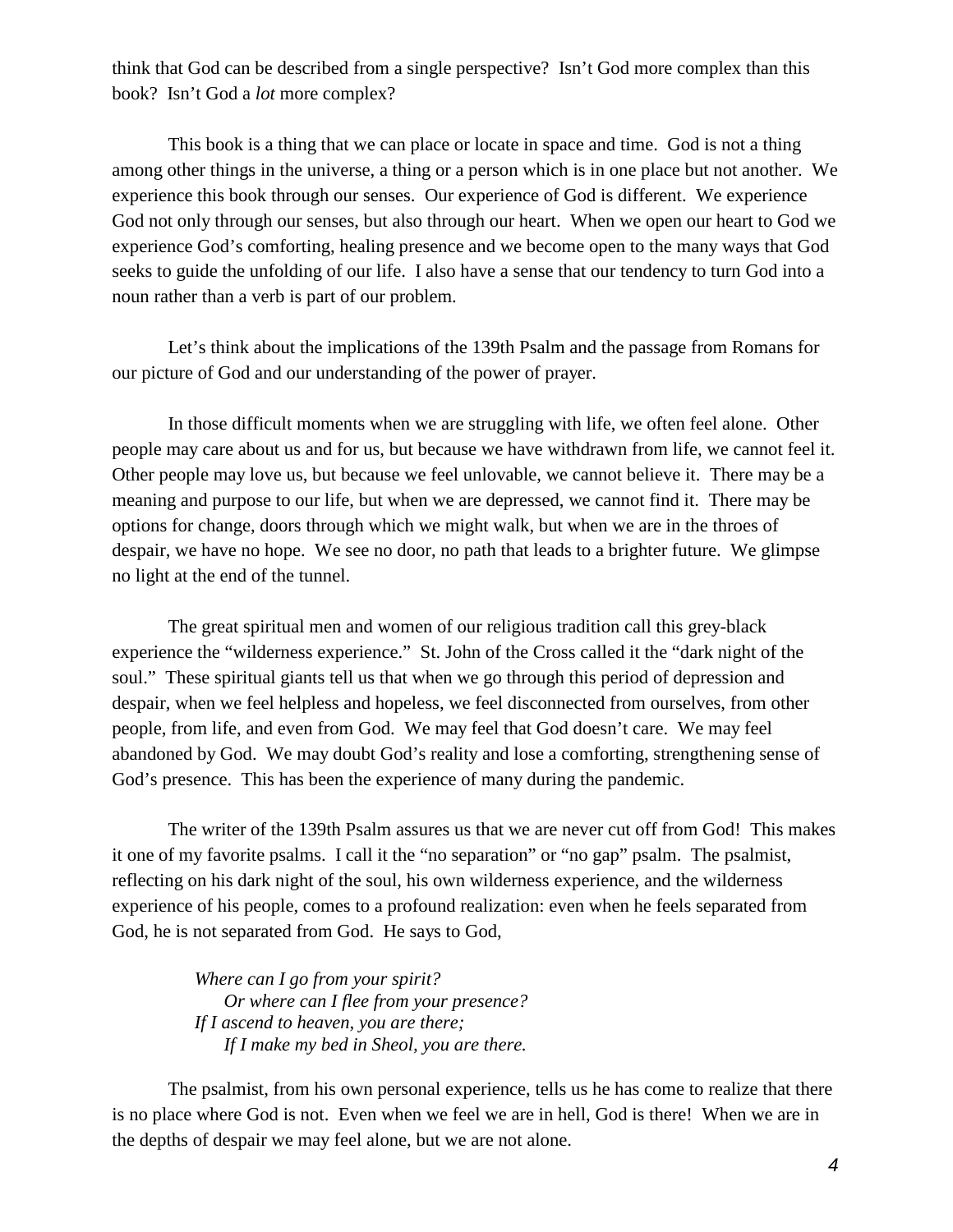think that God can be described from a single perspective? Isn't God more complex than this book? Isn't God a *lot* more complex?

This book is a thing that we can place or locate in space and time. God is not a thing among other things in the universe, a thing or a person which is in one place but not another. We experience this book through our senses. Our experience of God is different. We experience God not only through our senses, but also through our heart. When we open our heart to God we experience God's comforting, healing presence and we become open to the many ways that God seeks to guide the unfolding of our life. I also have a sense that our tendency to turn God into a noun rather than a verb is part of our problem.

Let's think about the implications of the 139th Psalm and the passage from Romans for our picture of God and our understanding of the power of prayer.

In those difficult moments when we are struggling with life, we often feel alone. Other people may care about us and for us, but because we have withdrawn from life, we cannot feel it. Other people may love us, but because we feel unlovable, we cannot believe it. There may be a meaning and purpose to our life, but when we are depressed, we cannot find it. There may be options for change, doors through which we might walk, but when we are in the throes of despair, we have no hope. We see no door, no path that leads to a brighter future. We glimpse no light at the end of the tunnel.

The great spiritual men and women of our religious tradition call this grey-black experience the "wilderness experience." St. John of the Cross called it the "dark night of the soul." These spiritual giants tell us that when we go through this period of depression and despair, when we feel helpless and hopeless, we feel disconnected from ourselves, from other people, from life, and even from God. We may feel that God doesn't care. We may feel abandoned by God. We may doubt God's reality and lose a comforting, strengthening sense of God's presence. This has been the experience of many during the pandemic.

The writer of the 139th Psalm assures us that we are never cut off from God! This makes it one of my favorite psalms. I call it the "no separation" or "no gap" psalm. The psalmist, reflecting on his dark night of the soul, his own wilderness experience, and the wilderness experience of his people, comes to a profound realization: even when he feels separated from God, he is not separated from God. He says to God,

> *Where can I go from your spirit?*
> *Or where can I flee from your presence?*
> *If I ascend to heaven, you are there;*
> *If I make my bed in Sheol, you are there.*

The psalmist, from his own personal experience, tells us he has come to realize that there is no place where God is not. Even when we feel we are in hell, God is there! When we are in the depths of despair we may feel alone, but we are not alone.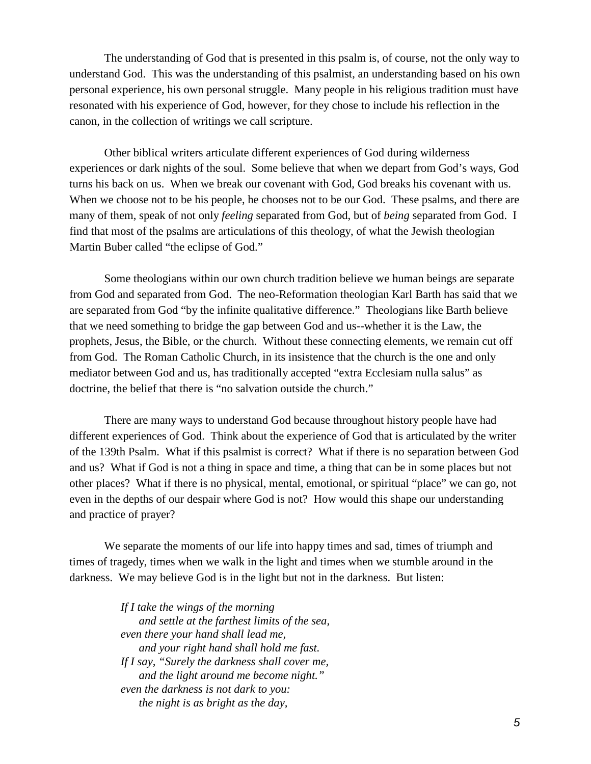The understanding of God that is presented in this psalm is, of course, not the only way to understand God. This was the understanding of this psalmist, an understanding based on his own personal experience, his own personal struggle. Many people in his religious tradition must have resonated with his experience of God, however, for they chose to include his reflection in the canon, in the collection of writings we call scripture.

Other biblical writers articulate different experiences of God during wilderness experiences or dark nights of the soul. Some believe that when we depart from God's ways, God turns his back on us. When we break our covenant with God, God breaks his covenant with us. When we choose not to be his people, he chooses not to be our God. These psalms, and there are many of them, speak of not only *feeling* separated from God, but of *being* separated from God. I find that most of the psalms are articulations of this theology, of what the Jewish theologian Martin Buber called "the eclipse of God."

Some theologians within our own church tradition believe we human beings are separate from God and separated from God. The neo-Reformation theologian Karl Barth has said that we are separated from God "by the infinite qualitative difference." Theologians like Barth believe that we need something to bridge the gap between God and us--whether it is the Law, the prophets, Jesus, the Bible, or the church. Without these connecting elements, we remain cut off from God. The Roman Catholic Church, in its insistence that the church is the one and only mediator between God and us, has traditionally accepted "extra Ecclesiam nulla salus" as doctrine, the belief that there is "no salvation outside the church."

There are many ways to understand God because throughout history people have had different experiences of God. Think about the experience of God that is articulated by the writer of the 139th Psalm. What if this psalmist is correct? What if there is no separation between God and us? What if God is not a thing in space and time, a thing that can be in some places but not other places? What if there is no physical, mental, emotional, or spiritual "place" we can go, not even in the depths of our despair where God is not? How would this shape our understanding and practice of prayer?

We separate the moments of our life into happy times and sad, times of triumph and times of tragedy, times when we walk in the light and times when we stumble around in the darkness. We may believe God is in the light but not in the darkness. But listen:

> *If I take the wings of the morning*
> *and settle at the farthest limits of the sea,*
> *even there your hand shall lead me,*
> *and your right hand shall hold me fast.*
> *If I say, "Surely the darkness shall cover me,*
> *and the light around me become night."*
> *even the darkness is not dark to you:*
> *the night is as bright as the day,*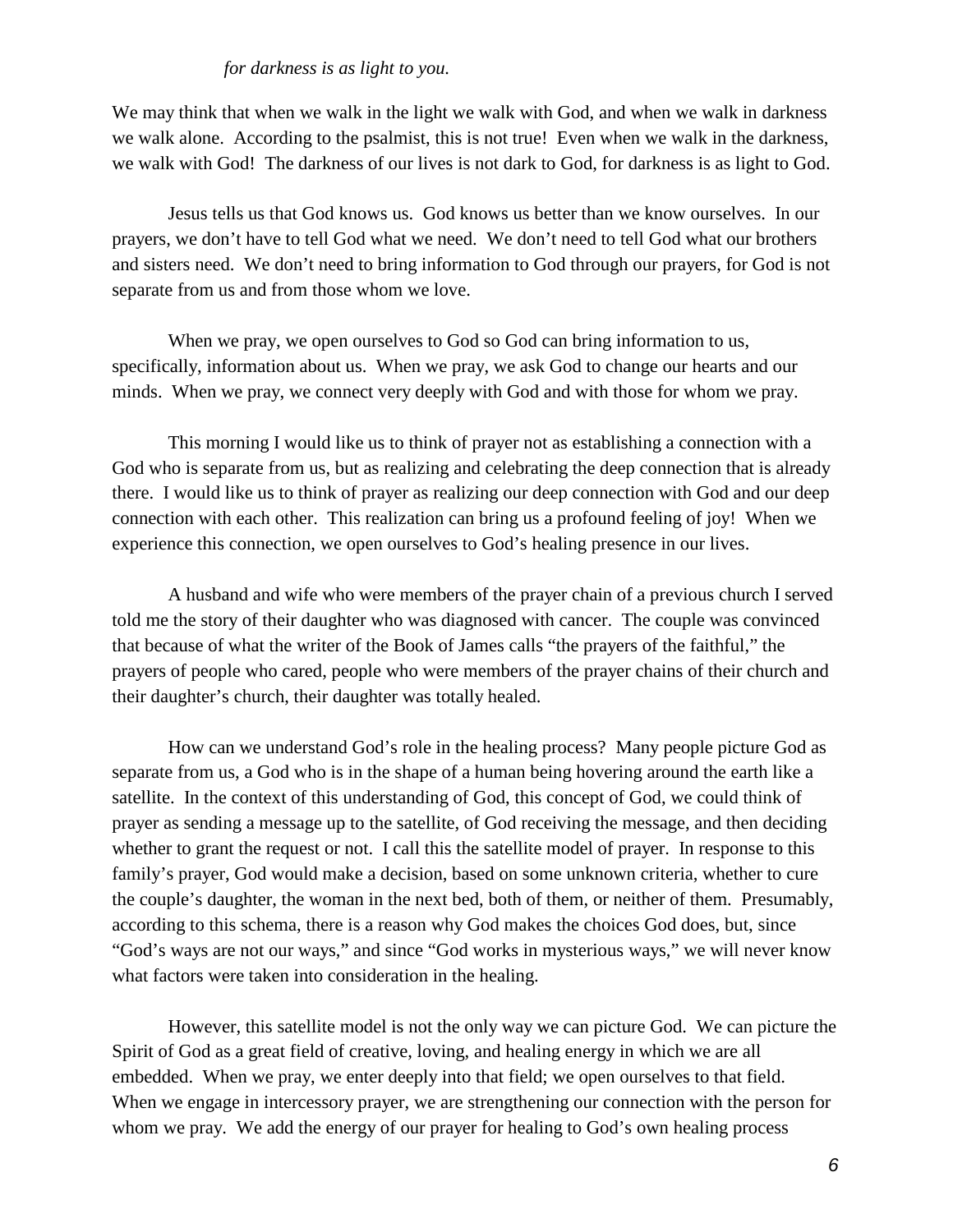*for darkness is as light to you.*

We may think that when we walk in the light we walk with God, and when we walk in darkness we walk alone. According to the psalmist, this is not true! Even when we walk in the darkness, we walk with God! The darkness of our lives is not dark to God, for darkness is as light to God.

Jesus tells us that God knows us. God knows us better than we know ourselves. In our prayers, we don't have to tell God what we need. We don't need to tell God what our brothers and sisters need. We don't need to bring information to God through our prayers, for God is not separate from us and from those whom we love.

When we pray, we open ourselves to God so God can bring information to us, specifically, information about us. When we pray, we ask God to change our hearts and our minds. When we pray, we connect very deeply with God and with those for whom we pray.

This morning I would like us to think of prayer not as establishing a connection with a God who is separate from us, but as realizing and celebrating the deep connection that is already there. I would like us to think of prayer as realizing our deep connection with God and our deep connection with each other. This realization can bring us a profound feeling of joy! When we experience this connection, we open ourselves to God's healing presence in our lives.

A husband and wife who were members of the prayer chain of a previous church I served told me the story of their daughter who was diagnosed with cancer. The couple was convinced that because of what the writer of the Book of James calls "the prayers of the faithful," the prayers of people who cared, people who were members of the prayer chains of their church and their daughter's church, their daughter was totally healed.

How can we understand God's role in the healing process? Many people picture God as separate from us, a God who is in the shape of a human being hovering around the earth like a satellite. In the context of this understanding of God, this concept of God, we could think of prayer as sending a message up to the satellite, of God receiving the message, and then deciding whether to grant the request or not. I call this the satellite model of prayer. In response to this family's prayer, God would make a decision, based on some unknown criteria, whether to cure the couple's daughter, the woman in the next bed, both of them, or neither of them. Presumably, according to this schema, there is a reason why God makes the choices God does, but, since "God's ways are not our ways," and since "God works in mysterious ways," we will never know what factors were taken into consideration in the healing.

However, this satellite model is not the only way we can picture God. We can picture the Spirit of God as a great field of creative, loving, and healing energy in which we are all embedded. When we pray, we enter deeply into that field; we open ourselves to that field. When we engage in intercessory prayer, we are strengthening our connection with the person for whom we pray. We add the energy of our prayer for healing to God's own healing process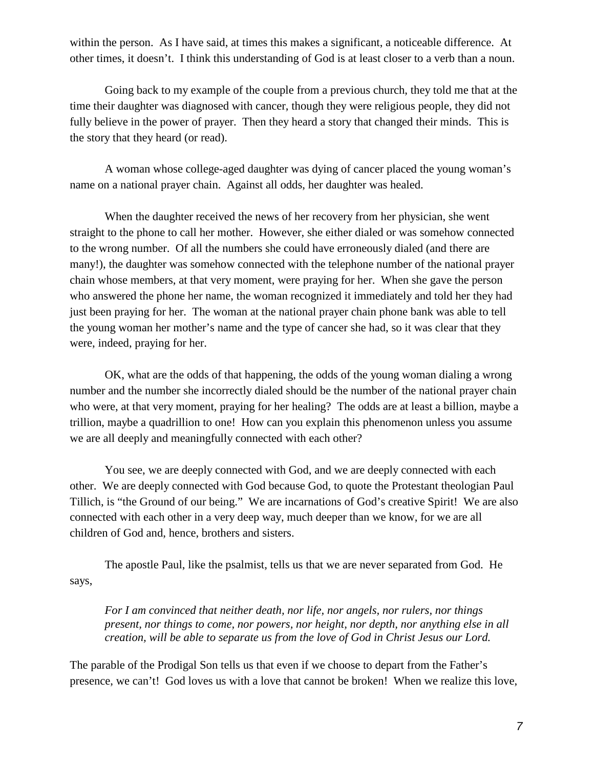within the person. As I have said, at times this makes a significant, a noticeable difference. At other times, it doesn't. I think this understanding of God is at least closer to a verb than a noun.

Going back to my example of the couple from a previous church, they told me that at the time their daughter was diagnosed with cancer, though they were religious people, they did not fully believe in the power of prayer. Then they heard a story that changed their minds. This is the story that they heard (or read).

A woman whose college-aged daughter was dying of cancer placed the young woman's name on a national prayer chain. Against all odds, her daughter was healed.

When the daughter received the news of her recovery from her physician, she went straight to the phone to call her mother. However, she either dialed or was somehow connected to the wrong number. Of all the numbers she could have erroneously dialed (and there are many!), the daughter was somehow connected with the telephone number of the national prayer chain whose members, at that very moment, were praying for her. When she gave the person who answered the phone her name, the woman recognized it immediately and told her they had just been praying for her. The woman at the national prayer chain phone bank was able to tell the young woman her mother's name and the type of cancer she had, so it was clear that they were, indeed, praying for her.

OK, what are the odds of that happening, the odds of the young woman dialing a wrong number and the number she incorrectly dialed should be the number of the national prayer chain who were, at that very moment, praying for her healing? The odds are at least a billion, maybe a trillion, maybe a quadrillion to one! How can you explain this phenomenon unless you assume we are all deeply and meaningfully connected with each other?

You see, we are deeply connected with God, and we are deeply connected with each other. We are deeply connected with God because God, to quote the Protestant theologian Paul Tillich, is "the Ground of our being." We are incarnations of God's creative Spirit! We are also connected with each other in a very deep way, much deeper than we know, for we are all children of God and, hence, brothers and sisters.

The apostle Paul, like the psalmist, tells us that we are never separated from God. He says,

> *For I am convinced that neither death, nor life, nor angels, nor rulers, nor things present, nor things to come, nor powers, nor height, nor depth, nor anything else in all creation, will be able to separate us from the love of God in Christ Jesus our Lord.*

The parable of the Prodigal Son tells us that even if we choose to depart from the Father's presence, we can't! God loves us with a love that cannot be broken! When we realize this love,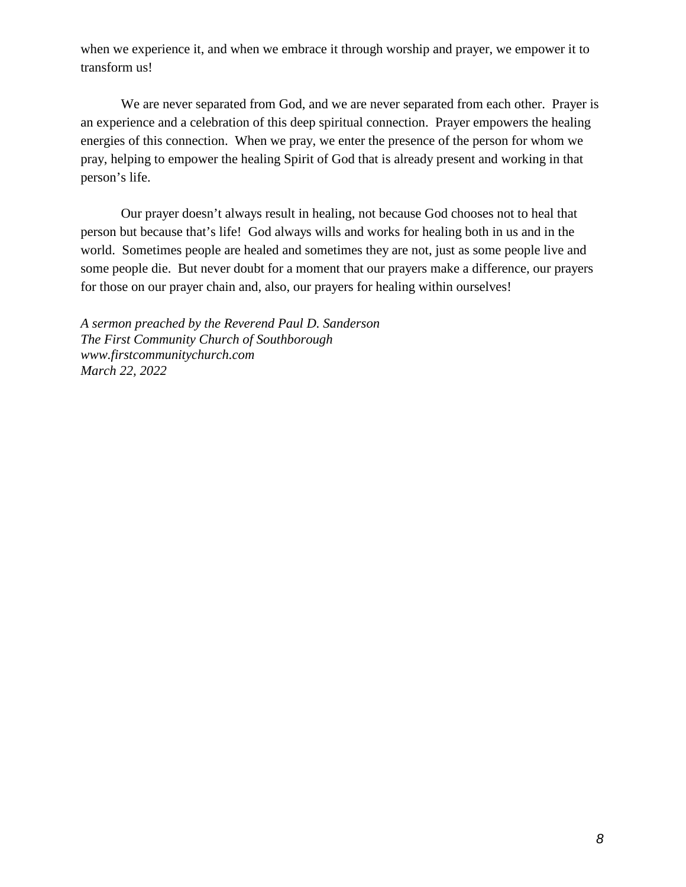when we experience it, and when we embrace it through worship and prayer, we empower it to transform us!

We are never separated from God, and we are never separated from each other. Prayer is an experience and a celebration of this deep spiritual connection. Prayer empowers the healing energies of this connection. When we pray, we enter the presence of the person for whom we pray, helping to empower the healing Spirit of God that is already present and working in that person's life.

Our prayer doesn't always result in healing, not because God chooses not to heal that person but because that's life! God always wills and works for healing both in us and in the world. Sometimes people are healed and sometimes they are not, just as some people live and some people die. But never doubt for a moment that our prayers make a difference, our prayers for those on our prayer chain and, also, our prayers for healing within ourselves!

*A sermon preached by the Reverend Paul D. Sanderson*
*The First Community Church of Southborough*
*www.firstcommunitychurch.com*
*March 22, 2022*